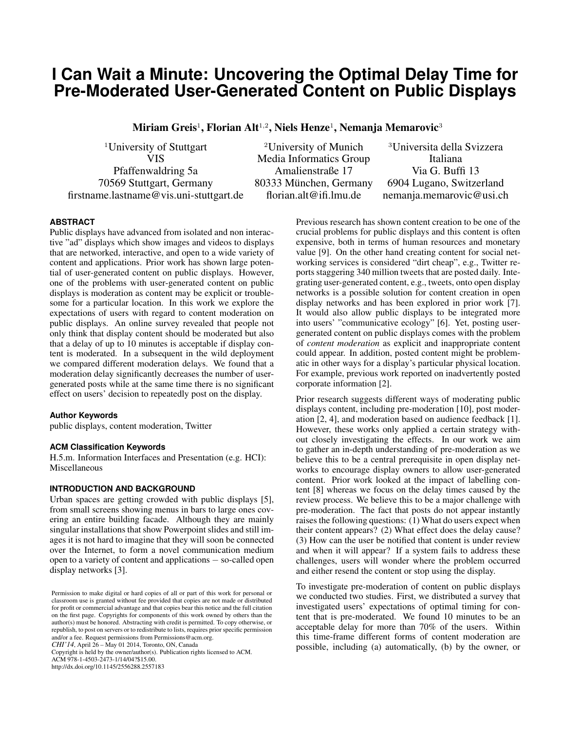# I Can Wait a Minute: Uncovering the Optimal Delay Time for Pre-Moderated User-Generated Content on Public Displays

**Miriam Greis[1], Florian Alt[1,2], Niels Henze[1], Nemanja Memarovic[3]**

[1]University of Stuttgart
VIS
Pfaffenwaldring 5a
70569 Stuttgart, Germany
firstname.lastname@vis.uni-stuttgart.de

[2]University of Munich
Media Informatics Group
Amalienstraße 17
80333 München, Germany
florian.alt@ifi.lmu.de

[3]Universita della Svizzera Italiana
Via G. Buffi 13
6904 Lugano, Switzerland
nemanja.memarovic@usi.ch

## ABSTRACT

Public displays have advanced from isolated and non interactive "ad" displays which show images and videos to displays that are networked, interactive, and open to a wide variety of content and applications. Prior work has shown large potential of user-generated content on public displays. However, one of the problems with user-generated content on public displays is moderation as content may be explicit or troublesome for a particular location. In this work we explore the expectations of users with regard to content moderation on public displays. An online survey revealed that people not only think that display content should be moderated but also that a delay of up to 10 minutes is acceptable if display content is moderated. In a subsequent in the wild deployment we compared different moderation delays. We found that a moderation delay significantly decreases the number of user-generated posts while at the same time there is no significant effect on users' decision to repeatedly post on the display.

### Author Keywords

public displays, content moderation, Twitter

### ACM Classification Keywords

H.5.m. Information Interfaces and Presentation (e.g. HCI): Miscellaneous

## INTRODUCTION AND BACKGROUND

Urban spaces are getting crowded with public displays [5], from small screens showing menus in bars to large ones covering an entire building facade. Although they are mainly singular installations that show Powerpoint slides and still images it is not hard to imagine that they will soon be connected over the Internet, to form a novel communication medium open to a variety of content and applications – so-called open display networks [3].

Previous research has shown content creation to be one of the crucial problems for public displays and this content is often expensive, both in terms of human resources and monetary value [9]. On the other hand creating content for social networking services is considered "dirt cheap", e.g., Twitter reports staggering 340 million tweets that are posted daily. Integrating user-generated content, e.g., tweets, onto open display networks is a possible solution for content creation in open display networks and has been explored in prior work [7]. It would also allow public displays to be integrated more into users' "communicative ecology" [6]. Yet, posting user-generated content on public displays comes with the problem of *content moderation* as explicit and inappropriate content could appear. In addition, posted content might be problematic in other ways for a display's particular physical location. For example, previous work reported on inadvertently posted corporate information [2].

Prior research suggests different ways of moderating public displays content, including pre-moderation [10], post moderation [2, 4], and moderation based on audience feedback [1]. However, these works only applied a certain strategy without closely investigating the effects. In our work we aim to gather an in-depth understanding of pre-moderation as we believe this to be a central prerequisite in open display networks to encourage display owners to allow user-generated content. Prior work looked at the impact of labelling content [8] whereas we focus on the delay times caused by the review process. We believe this to be a major challenge with pre-moderation. The fact that posts do not appear instantly raises the following questions: (1) What do users expect when their content appears? (2) What effect does the delay cause? (3) How can the user be notified that content is under review and when it will appear? If a system fails to address these challenges, users will wonder where the problem occurred and either resend the content or stop using the display.

To investigate pre-moderation of content on public displays we conducted two studies. First, we distributed a survey that investigated users' expectations of optimal timing for content that is pre-moderated. We found 10 minutes to be an acceptable delay for more than 70% of the users. Within this time-frame different forms of content moderation are possible, including (a) automatically, (b) by the owner, or

Permission to make digital or hard copies of all or part of this work for personal or classroom use is granted without fee provided that copies are not made or distributed for profit or commercial advantage and that copies bear this notice and the full citation on the first page. Copyrights for components of this work owned by others than the author(s) must be honored. Abstracting with credit is permitted. To copy otherwise, or republish, to post on servers or to redistribute to lists, requires prior specific permission and/or a fee. Request permissions from Permissions@acm.org.
*CHI'14*, April 26 – May 01 2014, Toronto, ON, Canada
Copyright is held by the owner/author(s). Publication rights licensed to ACM.
ACM 978-1-4503-2473-1/14/04?$15.00.
http://dx.doi.org/10.1145/2556288.2557183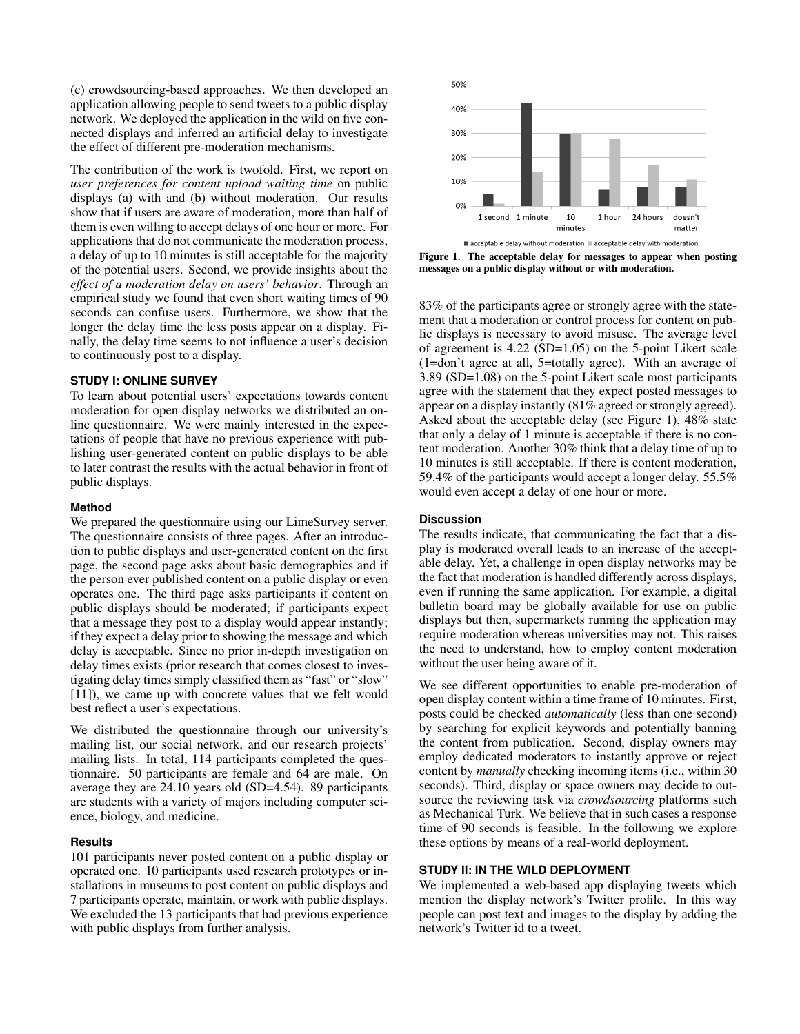(c) crowdsourcing-based approaches. We then developed an application allowing people to send tweets to a public display network. We deployed the application in the wild on five connected displays and inferred an artificial delay to investigate the effect of different pre-moderation mechanisms.

The contribution of the work is twofold. First, we report on *user preferences for content upload waiting time* on public displays (a) with and (b) without moderation. Our results show that if users are aware of moderation, more than half of them is even willing to accept delays of one hour or more. For applications that do not communicate the moderation process, a delay of up to 10 minutes is still acceptable for the majority of the potential users. Second, we provide insights about the *effect of a moderation delay on users' behavior*. Through an empirical study we found that even short waiting times of 90 seconds can confuse users. Furthermore, we show that the longer the delay time the less posts appear on a display. Finally, the delay time seems to not influence a user's decision to continuously post to a display.

## STUDY I: ONLINE SURVEY

To learn about potential users' expectations towards content moderation for open display networks we distributed an online questionnaire. We were mainly interested in the expectations of people that have no previous experience with publishing user-generated content on public displays to be able to later contrast the results with the actual behavior in front of public displays.

### Method

We prepared the questionnaire using our LimeSurvey server. The questionnaire consists of three pages. After an introduction to public displays and user-generated content on the first page, the second page asks about basic demographics and if the person ever published content on a public display or even operates one. The third page asks participants if content on public displays should be moderated; if participants expect that a message they post to a display would appear instantly; if they expect a delay prior to showing the message and which delay is acceptable. Since no prior in-depth investigation on delay times exists (prior research that comes closest to investigating delay times simply classified them as "fast" or "slow" [11]), we came up with concrete values that we felt would best reflect a user's expectations.

We distributed the questionnaire through our university's mailing list, our social network, and our research projects' mailing lists. In total, 114 participants completed the questionnaire. 50 participants are female and 64 are male. On average they are 24.10 years old (SD=4.54). 89 participants are students with a variety of majors including computer science, biology, and medicine.

### Results

101 participants never posted content on a public display or operated one. 10 participants used research prototypes or installations in museums to post content on public displays and 7 participants operate, maintain, or work with public displays. We excluded the 13 participants that had previous experience with public displays from further analysis.

**Figure 1. The acceptable delay for messages to appear when posting messages on a public display without or with moderation.**

83% of the participants agree or strongly agree with the statement that a moderation or control process for content on public displays is necessary to avoid misuse. The average level of agreement is 4.22 (SD=1.05) on the 5-point Likert scale (1=don't agree at all, 5=totally agree). With an average of 3.89 (SD=1.08) on the 5-point Likert scale most participants agree with the statement that they expect posted messages to appear on a display instantly (81% agreed or strongly agreed). Asked about the acceptable delay (see Figure 1), 48% state that only a delay of 1 minute is acceptable if there is no content moderation. Another 30% think that a delay time of up to 10 minutes is still acceptable. If there is content moderation, 59.4% of the participants would accept a longer delay. 55.5% would even accept a delay of one hour or more.

### Discussion

The results indicate, that communicating the fact that a display is moderated overall leads to an increase of the acceptable delay. Yet, a challenge in open display networks may be the fact that moderation is handled differently across displays, even if running the same application. For example, a digital bulletin board may be globally available for use on public displays but then, supermarkets running the application may require moderation whereas universities may not. This raises the need to understand, how to employ content moderation without the user being aware of it.

We see different opportunities to enable pre-moderation of open display content within a time frame of 10 minutes. First, posts could be checked *automatically* (less than one second) by searching for explicit keywords and potentially banning the content from publication. Second, display owners may employ dedicated moderators to instantly approve or reject content by *manually* checking incoming items (i.e., within 30 seconds). Third, display or space owners may decide to outsource the reviewing task via *crowdsourcing* platforms such as Mechanical Turk. We believe that in such cases a response time of 90 seconds is feasible. In the following we explore these options by means of a real-world deployment.

## STUDY II: IN THE WILD DEPLOYMENT

We implemented a web-based app displaying tweets which mention the display network's Twitter profile. In this way people can post text and images to the display by adding the network's Twitter id to a tweet.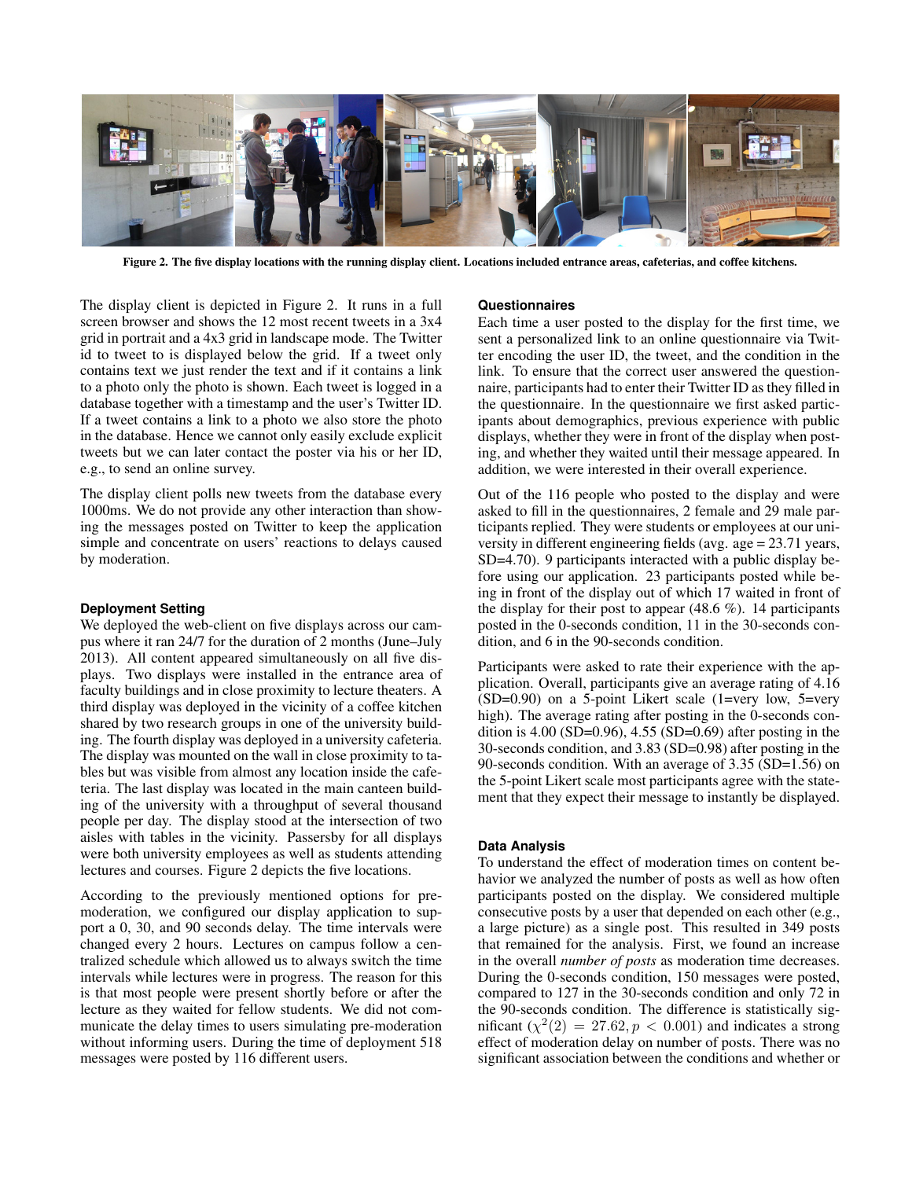Figure 2. The five display locations with the running display client. Locations included entrance areas, cafeterias, and coffee kitchens.

The display client is depicted in Figure 2. It runs in a full screen browser and shows the 12 most recent tweets in a 3x4 grid in portrait and a 4x3 grid in landscape mode. The Twitter id to tweet to is displayed below the grid. If a tweet only contains text we just render the text and if it contains a link to a photo only the photo is shown. Each tweet is logged in a database together with a timestamp and the user's Twitter ID. If a tweet contains a link to a photo we also store the photo in the database. Hence we cannot only easily exclude explicit tweets but we can later contact the poster via his or her ID, e.g., to send an online survey.

The display client polls new tweets from the database every 1000ms. We do not provide any other interaction than showing the messages posted on Twitter to keep the application simple and concentrate on users' reactions to delays caused by moderation.

### Deployment Setting

We deployed the web-client on five displays across our campus where it ran 24/7 for the duration of 2 months (June–July 2013). All content appeared simultaneously on all five displays. Two displays were installed in the entrance area of faculty buildings and in close proximity to lecture theaters. A third display was deployed in the vicinity of a coffee kitchen shared by two research groups in one of the university building. The fourth display was deployed in a university cafeteria. The display was mounted on the wall in close proximity to tables but was visible from almost any location inside the cafeteria. The last display was located in the main canteen building of the university with a throughput of several thousand people per day. The display stood at the intersection of two aisles with tables in the vicinity. Passersby for all displays were both university employees as well as students attending lectures and courses. Figure 2 depicts the five locations.

According to the previously mentioned options for pre-moderation, we configured our display application to support a 0, 30, and 90 seconds delay. The time intervals were changed every 2 hours. Lectures on campus follow a centralized schedule which allowed us to always switch the time intervals while lectures were in progress. The reason for this is that most people were present shortly before or after the lecture as they waited for fellow students. We did not communicate the delay times to users simulating pre-moderation without informing users. During the time of deployment 518 messages were posted by 116 different users.

### Questionnaires

Each time a user posted to the display for the first time, we sent a personalized link to an online questionnaire via Twitter encoding the user ID, the tweet, and the condition in the link. To ensure that the correct user answered the questionnaire, participants had to enter their Twitter ID as they filled in the questionnaire. In the questionnaire we first asked participants about demographics, previous experience with public displays, whether they were in front of the display when posting, and whether they waited until their message appeared. In addition, we were interested in their overall experience.

Out of the 116 people who posted to the display and were asked to fill in the questionnaires, 2 female and 29 male participants replied. They were students or employees at our university in different engineering fields (avg. age = 23.71 years, SD=4.70). 9 participants interacted with a public display before using our application. 23 participants posted while being in front of the display out of which 17 waited in front of the display for their post to appear (48.6 %). 14 participants posted in the 0-seconds condition, 11 in the 30-seconds condition, and 6 in the 90-seconds condition.

Participants were asked to rate their experience with the application. Overall, participants give an average rating of 4.16 (SD=0.90) on a 5-point Likert scale (1=very low, 5=very high). The average rating after posting in the 0-seconds condition is 4.00 (SD=0.96), 4.55 (SD=0.69) after posting in the 30-seconds condition, and 3.83 (SD=0.98) after posting in the 90-seconds condition. With an average of 3.35 (SD=1.56) on the 5-point Likert scale most participants agree with the statement that they expect their message to instantly be displayed.

### Data Analysis

To understand the effect of moderation times on content behavior we analyzed the number of posts as well as how often participants posted on the display. We considered multiple consecutive posts by a user that depended on each other (e.g., a large picture) as a single post. This resulted in 349 posts that remained for the analysis. First, we found an increase in the overall *number of posts* as moderation time decreases. During the 0-seconds condition, 150 messages were posted, compared to 127 in the 30-seconds condition and only 72 in the 90-seconds condition. The difference is statistically significant ($\chi^2(2) = 27.62, p < 0.001$) and indicates a strong effect of moderation delay on number of posts. There was no significant association between the conditions and whether or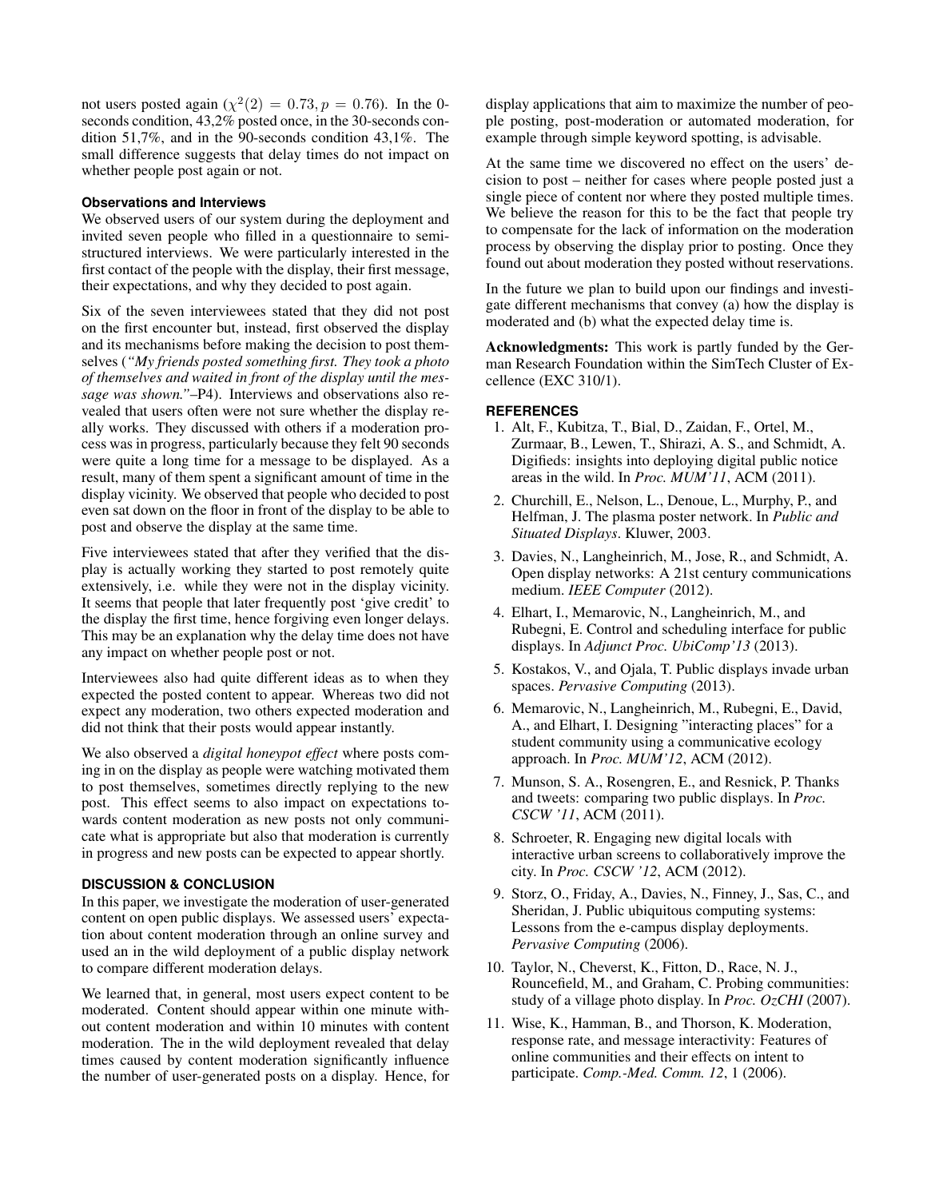not users posted again ($\chi^2(2) = 0.73, p = 0.76$). In the 0-seconds condition, 43,2% posted once, in the 30-seconds condition 51,7%, and in the 90-seconds condition 43,1%. The small difference suggests that delay times do not impact on whether people post again or not.

### Observations and Interviews

We observed users of our system during the deployment and invited seven people who filled in a questionnaire to semi-structured interviews. We were particularly interested in the first contact of the people with the display, their first message, their expectations, and why they decided to post again.

Six of the seven interviewees stated that they did not post on the first encounter but, instead, first observed the display and its mechanisms before making the decision to post themselves (*"My friends posted something first. They took a photo of themselves and waited in front of the display until the message was shown."*–P4). Interviews and observations also revealed that users often were not sure whether the display really works. They discussed with others if a moderation process was in progress, particularly because they felt 90 seconds were quite a long time for a message to be displayed. As a result, many of them spent a significant amount of time in the display vicinity. We observed that people who decided to post even sat down on the floor in front of the display to be able to post and observe the display at the same time.

Five interviewees stated that after they verified that the display is actually working they started to post remotely quite extensively, i.e. while they were not in the display vicinity. It seems that people that later frequently post 'give credit' to the display the first time, hence forgiving even longer delays. This may be an explanation why the delay time does not have any impact on whether people post or not.

Interviewees also had quite different ideas as to when they expected the posted content to appear. Whereas two did not expect any moderation, two others expected moderation and did not think that their posts would appear instantly.

We also observed a *digital honeypot effect* where posts coming in on the display as people were watching motivated them to post themselves, sometimes directly replying to the new post. This effect seems to also impact on expectations towards content moderation as new posts not only communicate what is appropriate but also that moderation is currently in progress and new posts can be expected to appear shortly.

## DISCUSSION & CONCLUSION

In this paper, we investigate the moderation of user-generated content on open public displays. We assessed users' expectation about content moderation through an online survey and used an in the wild deployment of a public display network to compare different moderation delays.

We learned that, in general, most users expect content to be moderated. Content should appear within one minute without content moderation and within 10 minutes with content moderation. The in the wild deployment revealed that delay times caused by content moderation significantly influence the number of user-generated posts on a display. Hence, for display applications that aim to maximize the number of people posting, post-moderation or automated moderation, for example through simple keyword spotting, is advisable.

At the same time we discovered no effect on the users' decision to post – neither for cases where people posted just a single piece of content nor where they posted multiple times. We believe the reason for this to be the fact that people try to compensate for the lack of information on the moderation process by observing the display prior to posting. Once they found out about moderation they posted without reservations.

In the future we plan to build upon our findings and investigate different mechanisms that convey (a) how the display is moderated and (b) what the expected delay time is.

**Acknowledgments:** This work is partly funded by the German Research Foundation within the SimTech Cluster of Excellence (EXC 310/1).

## REFERENCES

1. Alt, F., Kubitza, T., Bial, D., Zaidan, F., Ortel, M., Zurmaar, B., Lewen, T., Shirazi, A. S., and Schmidt, A. Digifieds: insights into deploying digital public notice areas in the wild. In *Proc. MUM'11*, ACM (2011).
2. Churchill, E., Nelson, L., Denoue, L., Murphy, P., and Helfman, J. The plasma poster network. In *Public and Situated Displays*. Kluwer, 2003.
3. Davies, N., Langheinrich, M., Jose, R., and Schmidt, A. Open display networks: A 21st century communications medium. *IEEE Computer* (2012).
4. Elhart, I., Memarovic, N., Langheinrich, M., and Rubegni, E. Control and scheduling interface for public displays. In *Adjunct Proc. UbiComp'13* (2013).
5. Kostakos, V., and Ojala, T. Public displays invade urban spaces. *Pervasive Computing* (2013).
6. Memarovic, N., Langheinrich, M., Rubegni, E., David, A., and Elhart, I. Designing "interacting places" for a student community using a communicative ecology approach. In *Proc. MUM'12*, ACM (2012).
7. Munson, S. A., Rosengren, E., and Resnick, P. Thanks and tweets: comparing two public displays. In *Proc. CSCW '11*, ACM (2011).
8. Schroeter, R. Engaging new digital locals with interactive urban screens to collaboratively improve the city. In *Proc. CSCW '12*, ACM (2012).
9. Storz, O., Friday, A., Davies, N., Finney, J., Sas, C., and Sheridan, J. Public ubiquitous computing systems: Lessons from the e-campus display deployments. *Pervasive Computing* (2006).
10. Taylor, N., Cheverst, K., Fitton, D., Race, N. J., Rouncefield, M., and Graham, C. Probing communities: study of a village photo display. In *Proc. OzCHI* (2007).
11. Wise, K., Hamman, B., and Thorson, K. Moderation, response rate, and message interactivity: Features of online communities and their effects on intent to participate. *Comp.-Med. Comm. 12*, 1 (2006).